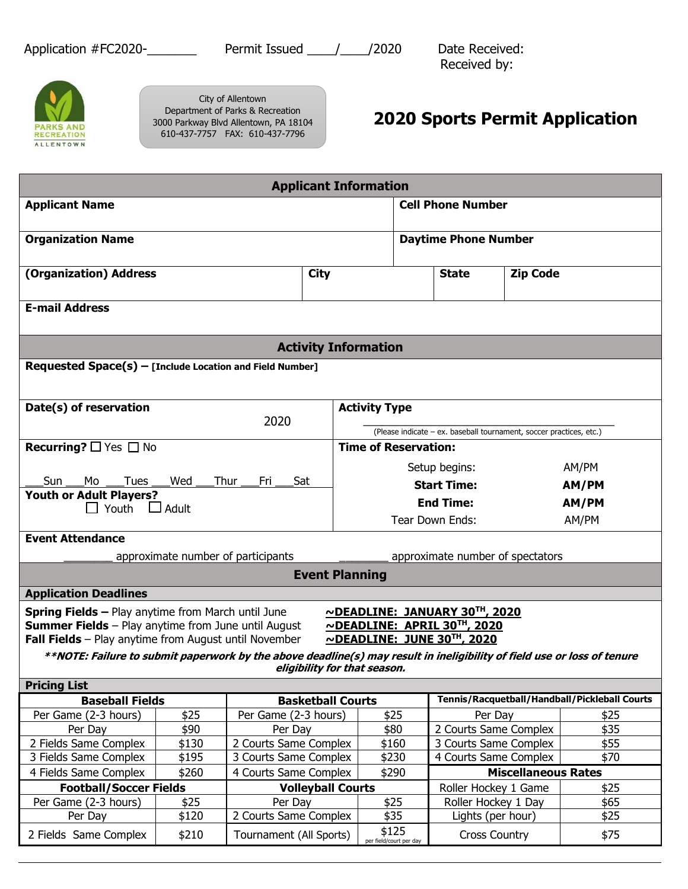Application #FC2020-_______ Permit Issued ____/____/2020 Date Received:
Received by:

City of Allentown
Department of Parks & Recreation
3000 Parkway Blvd Allentown, PA 18104
610-437-7757 FAX: 610-437-7796

# 2020 Sports Permit Application

## Applicant Information

| **Applicant Name** | | | **Cell Phone Number** |
|---|---|---|---|
| **Organization Name** | | | **Daytime Phone Number** |
| **(Organization) Address** | **City** | **State** | **Zip Code** |
| **E-mail Address** | | | |

## Activity Information

**Requested Space(s) – [Include Location and Field Number]**

**Date(s) of reservation** 2020

**Activity Type** ______________________________
(Please indicate – ex. baseball tournament, soccer practices, etc.)

**Recurring?** ☐ Yes ☐ No

___Sun ___Mo ___Tues ___Wed ___Thur ___Fri ___Sat

**Youth or Adult Players?**
☐ Youth ☐ Adult

**Time of Reservation:**

Setup begins: AM/PM
**Start Time: AM/PM**
**End Time: AM/PM**
Tear Down Ends: AM/PM

**Event Attendance**

________ approximate number of participants ________ approximate number of spectators

## Event Planning

### Application Deadlines

**Spring Fields –** Play anytime from March until June **~DEADLINE: JANUARY 30TH, 2020**
**Summer Fields** – Play anytime from June until August **~DEADLINE: APRIL 30TH, 2020**
**Fall Fields** – Play anytime from August until November **~DEADLINE: JUNE 30TH, 2020**

***\*\*NOTE: Failure to submit paperwork by the above deadline(s) may result in ineligibility of field use or loss of tenure eligibility for that season.***

### Pricing List

| **Baseball Fields** | | **Basketball Courts** | | **Tennis/Racquetball/Handball/Pickleball Courts** | |
|---|---|---|---|---|---|
| Per Game (2-3 hours) | $25 | Per Game (2-3 hours) | $25 | Per Day | $25 |
| Per Day | $90 | Per Day | $80 | 2 Courts Same Complex | $35 |
| 2 Fields Same Complex | $130 | 2 Courts Same Complex | $160 | 3 Courts Same Complex | $55 |
| 3 Fields Same Complex | $195 | 3 Courts Same Complex | $230 | 4 Courts Same Complex | $70 |
| 4 Fields Same Complex | $260 | 4 Courts Same Complex | $290 | **Miscellaneous Rates** | |
| **Football/Soccer Fields** | | **Volleyball Courts** | | Roller Hockey 1 Game | $25 |
| Per Game (2-3 hours) | $25 | Per Day | $25 | Roller Hockey 1 Day | $65 |
| Per Day | $120 | 2 Courts Same Complex | $35 | Lights (per hour) | $25 |
| 2 Fields Same Complex | $210 | Tournament (All Sports) | $125 per field/court per day | Cross Country | $75 |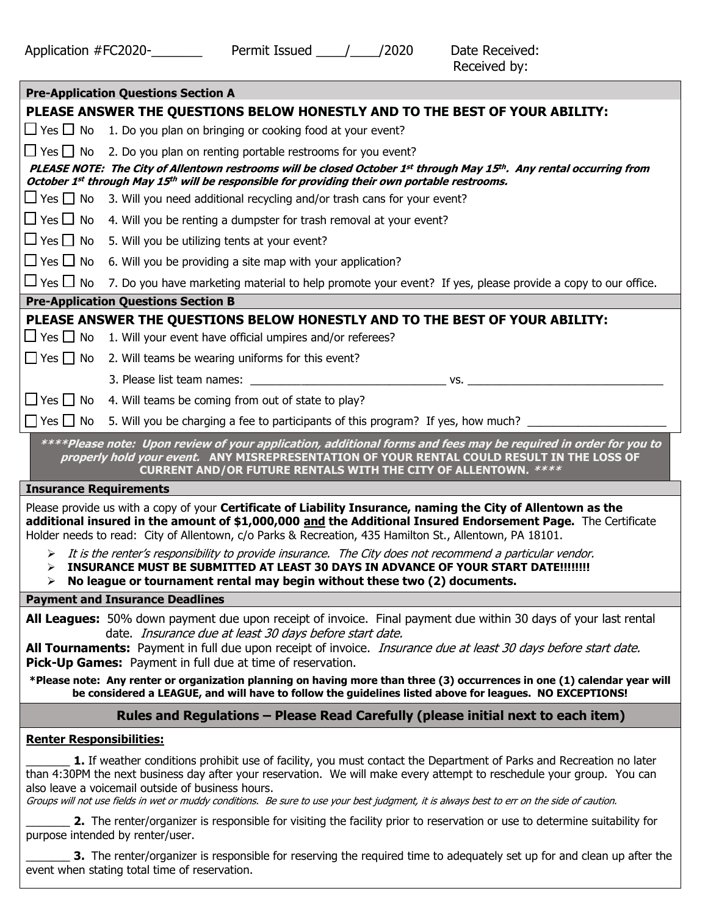Application #FC2020-_______ Permit Issued ____/____/2020 Date Received:
Received by:

## Pre-Application Questions Section A

**PLEASE ANSWER THE QUESTIONS BELOW HONESTLY AND TO THE BEST OF YOUR ABILITY:**

☐ Yes ☐ No 1. Do you plan on bringing or cooking food at your event?

☐ Yes ☐ No 2. Do you plan on renting portable restrooms for you event?

***PLEASE NOTE: The City of Allentown restrooms will be closed October 1st through May 15th. Any rental occurring from October 1st through May 15th will be responsible for providing their own portable restrooms.***

☐ Yes ☐ No 3. Will you need additional recycling and/or trash cans for your event?

☐ Yes ☐ No 4. Will you be renting a dumpster for trash removal at your event?

☐ Yes ☐ No 5. Will you be utilizing tents at your event?

☐ Yes ☐ No 6. Will you be providing a site map with your application?

☐ Yes ☐ No 7. Do you have marketing material to help promote your event? If yes, please provide a copy to our office.

## Pre-Application Questions Section B

**PLEASE ANSWER THE QUESTIONS BELOW HONESTLY AND TO THE BEST OF YOUR ABILITY:**

☐ Yes ☐ No 1. Will your event have official umpires and/or referees?

☐ Yes ☐ No 2. Will teams be wearing uniforms for this event?

3. Please list team names: _______________________________ vs. _______________________________

☐ Yes ☐ No 4. Will teams be coming from out of state to play?

☐ Yes ☐ No 5. Will you be charging a fee to participants of this program? If yes, how much? ______________________

***\*\*\*\*Please note: Upon review of your application, additional forms and fees may be required in order for you to properly hold your event.* ANY MISREPRESENTATION OF YOUR RENTAL COULD RESULT IN THE LOSS OF CURRENT AND/OR FUTURE RENTALS WITH THE CITY OF ALLENTOWN. *\*\*\*\****

## Insurance Requirements

Please provide us with a copy of your **Certificate of Liability Insurance, naming the City of Allentown as the additional insured in the amount of $1,000,000 and the Additional Insured Endorsement Page.** The Certificate Holder needs to read: City of Allentown, c/o Parks & Recreation, 435 Hamilton St., Allentown, PA 18101.

- *It is the renter's responsibility to provide insurance. The City does not recommend a particular vendor.*
- **INSURANCE MUST BE SUBMITTED AT LEAST 30 DAYS IN ADVANCE OF YOUR START DATE!!!!!!!!**
- **No league or tournament rental may begin without these two (2) documents.**

## Payment and Insurance Deadlines

**All Leagues:** 50% down payment due upon receipt of invoice. Final payment due within 30 days of your last rental date. *Insurance due at least 30 days before start date.*

**All Tournaments:** Payment in full due upon receipt of invoice. *Insurance due at least 30 days before start date.*

**Pick-Up Games:** Payment in full due at time of reservation.

**\*Please note: Any renter or organization planning on having more than three (3) occurrences in one (1) calendar year will be considered a LEAGUE, and will have to follow the guidelines listed above for leagues. NO EXCEPTIONS!**

## Rules and Regulations – Please Read Carefully (please initial next to each item)

**Renter Responsibilities:**

_______ **1.** If weather conditions prohibit use of facility, you must contact the Department of Parks and Recreation no later than 4:30PM the next business day after your reservation. We will make every attempt to reschedule your group. You can also leave a voicemail outside of business hours.
*Groups will not use fields in wet or muddy conditions. Be sure to use your best judgment, it is always best to err on the side of caution.*

_______ **2.** The renter/organizer is responsible for visiting the facility prior to reservation or use to determine suitability for purpose intended by renter/user.

_______ **3.** The renter/organizer is responsible for reserving the required time to adequately set up for and clean up after the event when stating total time of reservation.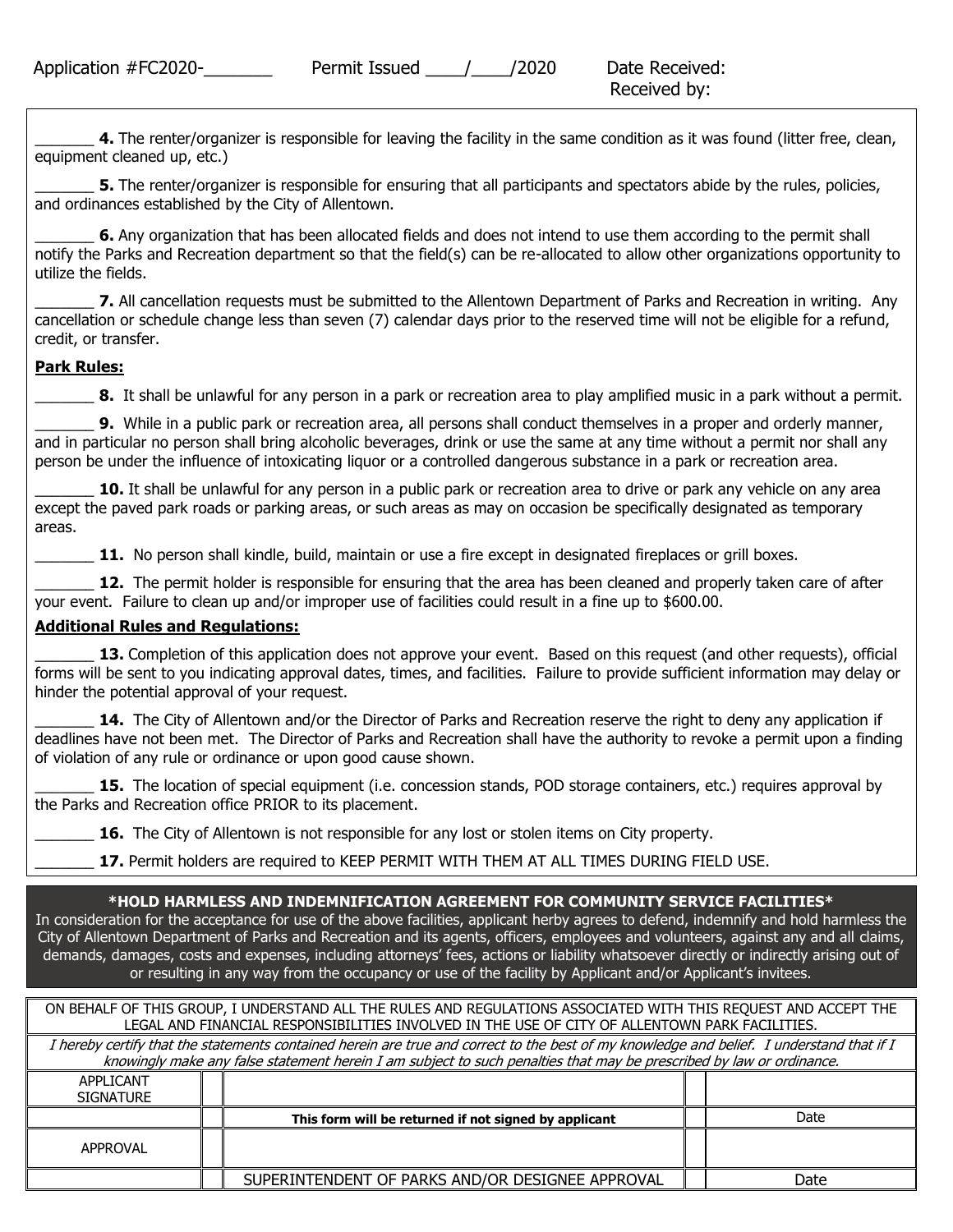Application #FC2020-_______ Permit Issued ____/____/2020 Date Received:
Received by:

_______ **4.** The renter/organizer is responsible for leaving the facility in the same condition as it was found (litter free, clean, equipment cleaned up, etc.)

_______ **5.** The renter/organizer is responsible for ensuring that all participants and spectators abide by the rules, policies, and ordinances established by the City of Allentown.

_______ **6.** Any organization that has been allocated fields and does not intend to use them according to the permit shall notify the Parks and Recreation department so that the field(s) can be re-allocated to allow other organizations opportunity to utilize the fields.

_______ **7.** All cancellation requests must be submitted to the Allentown Department of Parks and Recreation in writing. Any cancellation or schedule change less than seven (7) calendar days prior to the reserved time will not be eligible for a refund, credit, or transfer.

**Park Rules:**

_______ **8.** It shall be unlawful for any person in a park or recreation area to play amplified music in a park without a permit.

_______ **9.** While in a public park or recreation area, all persons shall conduct themselves in a proper and orderly manner, and in particular no person shall bring alcoholic beverages, drink or use the same at any time without a permit nor shall any person be under the influence of intoxicating liquor or a controlled dangerous substance in a park or recreation area.

_______ **10.** It shall be unlawful for any person in a public park or recreation area to drive or park any vehicle on any area except the paved park roads or parking areas, or such areas as may on occasion be specifically designated as temporary areas.

_______ **11.** No person shall kindle, build, maintain or use a fire except in designated fireplaces or grill boxes.

_______ **12.** The permit holder is responsible for ensuring that the area has been cleaned and properly taken care of after your event. Failure to clean up and/or improper use of facilities could result in a fine up to $600.00.

**Additional Rules and Regulations:**

_______ **13.** Completion of this application does not approve your event. Based on this request (and other requests), official forms will be sent to you indicating approval dates, times, and facilities. Failure to provide sufficient information may delay or hinder the potential approval of your request.

_______ **14.** The City of Allentown and/or the Director of Parks and Recreation reserve the right to deny any application if deadlines have not been met. The Director of Parks and Recreation shall have the authority to revoke a permit upon a finding of violation of any rule or ordinance or upon good cause shown.

_______ **15.** The location of special equipment (i.e. concession stands, POD storage containers, etc.) requires approval by the Parks and Recreation office PRIOR to its placement.

_______ **16.** The City of Allentown is not responsible for any lost or stolen items on City property.

_______ **17.** Permit holders are required to KEEP PERMIT WITH THEM AT ALL TIMES DURING FIELD USE.

**\*HOLD HARMLESS AND INDEMNIFICATION AGREEMENT FOR COMMUNITY SERVICE FACILITIES\***

In consideration for the acceptance for use of the above facilities, applicant herby agrees to defend, indemnify and hold harmless the City of Allentown Department of Parks and Recreation and its agents, officers, employees and volunteers, against any and all claims, demands, damages, costs and expenses, including attorneys' fees, actions or liability whatsoever directly or indirectly arising out of or resulting in any way from the occupancy or use of the facility by Applicant and/or Applicant's invitees.

ON BEHALF OF THIS GROUP, I UNDERSTAND ALL THE RULES AND REGULATIONS ASSOCIATED WITH THIS REQUEST AND ACCEPT THE LEGAL AND FINANCIAL RESPONSIBILITIES INVOLVED IN THE USE OF CITY OF ALLENTOWN PARK FACILITIES.

*I hereby certify that the statements contained herein are true and correct to the best of my knowledge and belief. I understand that if I knowingly make any false statement herein I am subject to such penalties that may be prescribed by law or ordinance.*

| | | | | |
|---|---|---|---|---|
| APPLICANT SIGNATURE | | | | |
| | | **This form will be returned if not signed by applicant** | | Date |
| APPROVAL | | | | |
| | | SUPERINTENDENT OF PARKS AND/OR DESIGNEE APPROVAL | | Date |